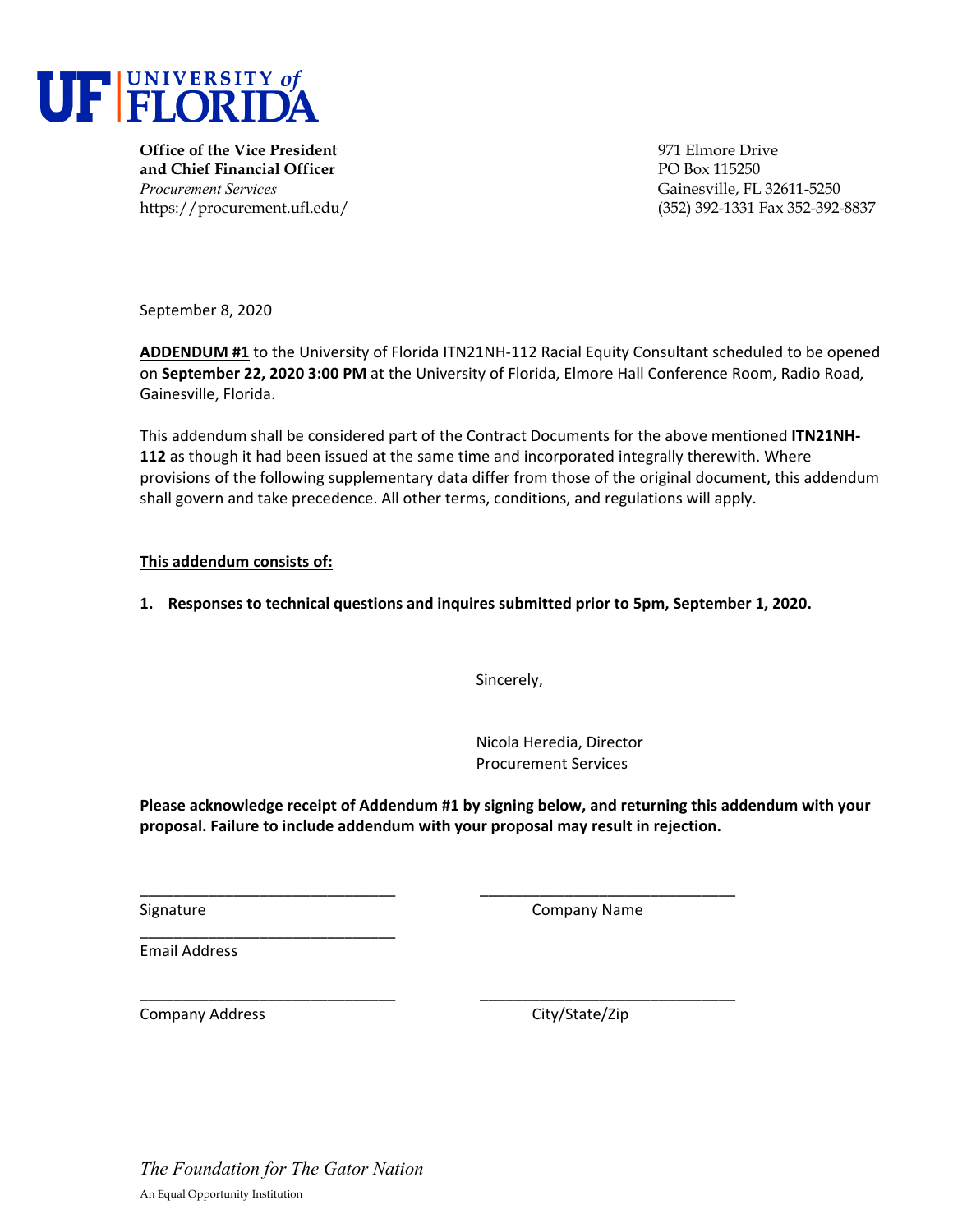**UF | UNIVERSITY of FLORIDA**

**Office of the Vice President**
**and Chief Financial Officer**
*Procurement Services*
https://procurement.ufl.edu/

971 Elmore Drive
PO Box 115250
Gainesville, FL 32611-5250
(352) 392-1331 Fax 352-392-8837

September 8, 2020

**ADDENDUM #1** to the University of Florida ITN21NH-112 Racial Equity Consultant scheduled to be opened on **September 22, 2020 3:00 PM** at the University of Florida, Elmore Hall Conference Room, Radio Road, Gainesville, Florida.

This addendum shall be considered part of the Contract Documents for the above mentioned **ITN21NH-112** as though it had been issued at the same time and incorporated integrally therewith. Where provisions of the following supplementary data differ from those of the original document, this addendum shall govern and take precedence. All other terms, conditions, and regulations will apply.

**This addendum consists of:**

1. **Responses to technical questions and inquires submitted prior to 5pm, September 1, 2020.**

Sincerely,

Nicola Heredia, Director
Procurement Services

**Please acknowledge receipt of Addendum #1 by signing below, and returning this addendum with your proposal. Failure to include addendum with your proposal may result in rejection.**

______________________________ Signature

______________________________ Company Name

______________________________ Email Address

______________________________ Company Address

______________________________ City/State/Zip

*The Foundation for The Gator Nation*

An Equal Opportunity Institution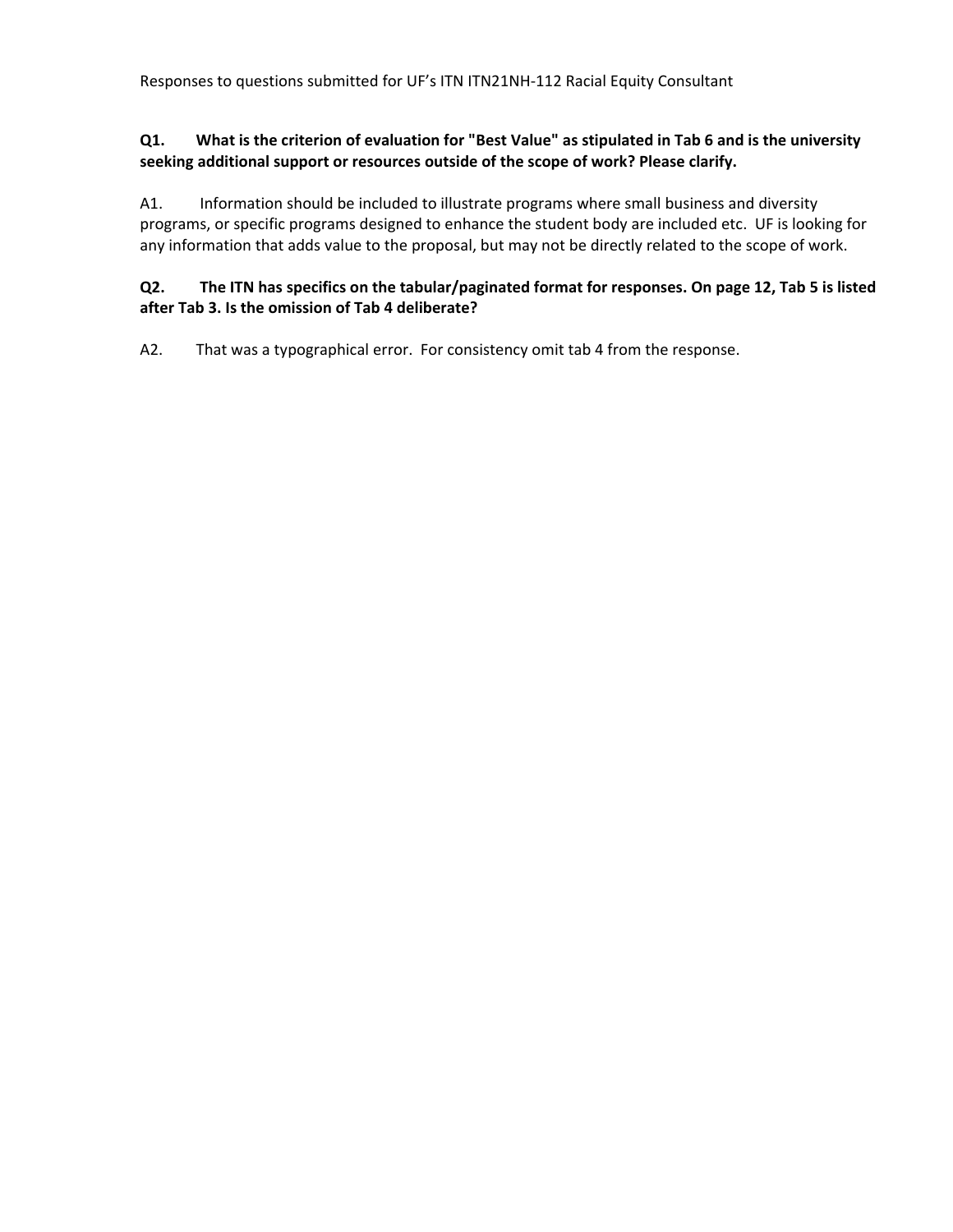Responses to questions submitted for UF's ITN ITN21NH-112 Racial Equity Consultant

**Q1. What is the criterion of evaluation for "Best Value" as stipulated in Tab 6 and is the university seeking additional support or resources outside of the scope of work? Please clarify.**

A1. Information should be included to illustrate programs where small business and diversity programs, or specific programs designed to enhance the student body are included etc. UF is looking for any information that adds value to the proposal, but may not be directly related to the scope of work.

**Q2. The ITN has specifics on the tabular/paginated format for responses. On page 12, Tab 5 is listed after Tab 3. Is the omission of Tab 4 deliberate?**

A2. That was a typographical error. For consistency omit tab 4 from the response.